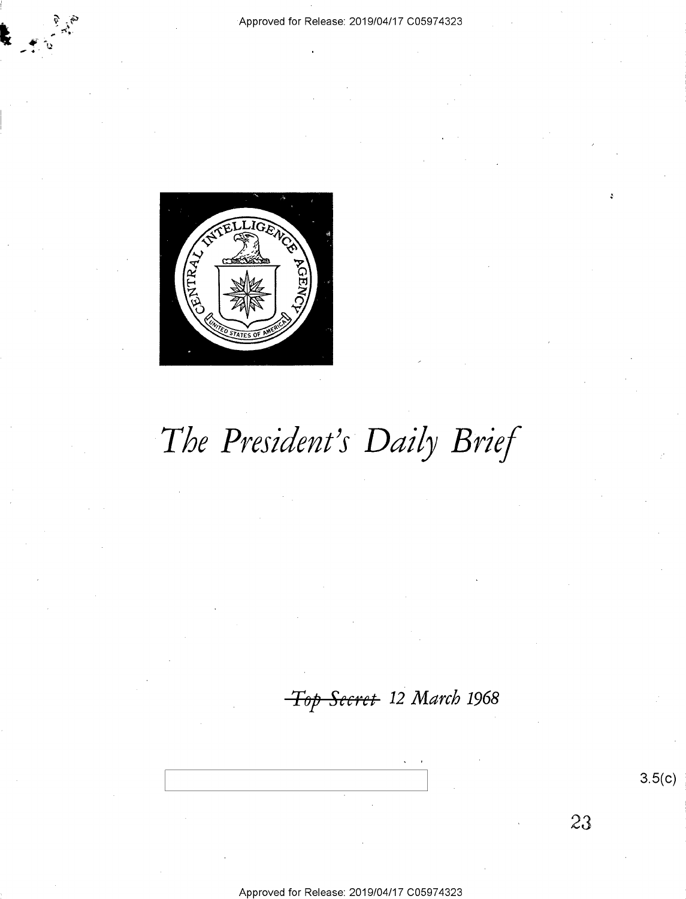# *The President's Daily Brief*

~~*Top Secret*~~ *12 March 1968*

3.5(c)

23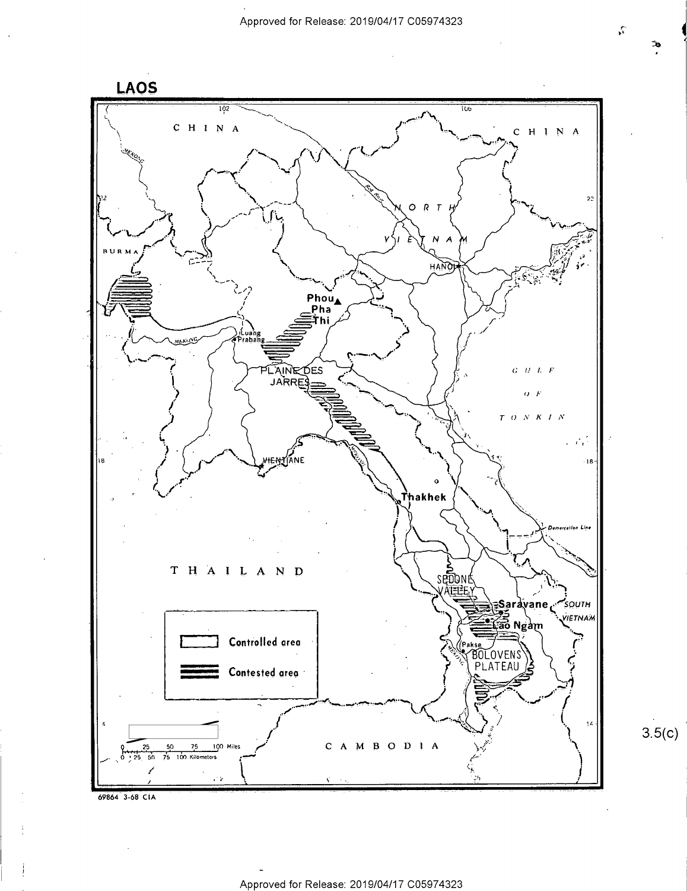## LAOS

CHINA

CHINA

BURMA

NORTH VIETNAM

HANOI

Phou Pha Thi

Luang Prabang

PLAINE DES JARRES

GULF OF TONKIN

VIENTIANE

Thakhek

Demarcation Line

THAILAND

SEDONE VALLEY

Saravane

Lao Ngam

SOUTH VIETNAM

Pakse

BOLOVENS PLATEAU

CAMBODIA

Controlled area

Contested area

0 25 50 75 100 Miles

0 25 50 75 100 Kilometers

69864 3-68 CIA

3.5(c)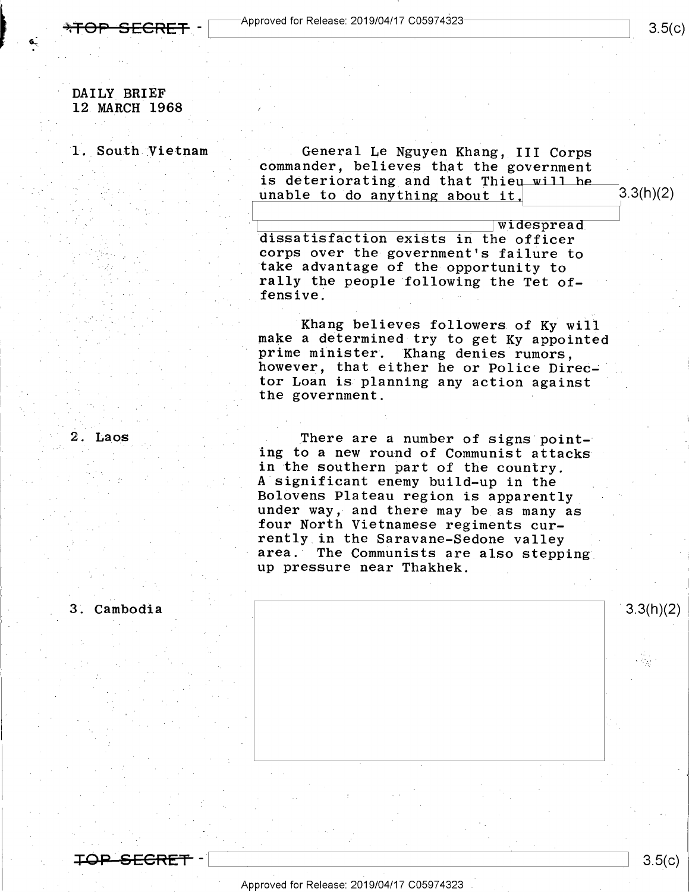DAILY BRIEF
12 MARCH 1968

1. South Vietnam

General Le Nguyen Khang, III Corps commander, believes that the government is deteriorating and that Thieu will be unable to do anything about it. widespread dissatisfaction exists in the officer corps over the government's failure to take advantage of the opportunity to rally the people following the Tet offensive.

Khang believes followers of Ky will make a determined try to get Ky appointed prime minister. Khang denies rumors, however, that either he or Police Director Loan is planning any action against the government.

2. Laos

There are a number of signs pointing to a new round of Communist attacks in the southern part of the country. A significant enemy build-up in the Bolovens Plateau region is apparently under way, and there may be as many as four North Vietnamese regiments currently in the Saravane-Sedone valley area. The Communists are also stepping up pressure near Thakhek.

3. Cambodia

3.3(h)(2)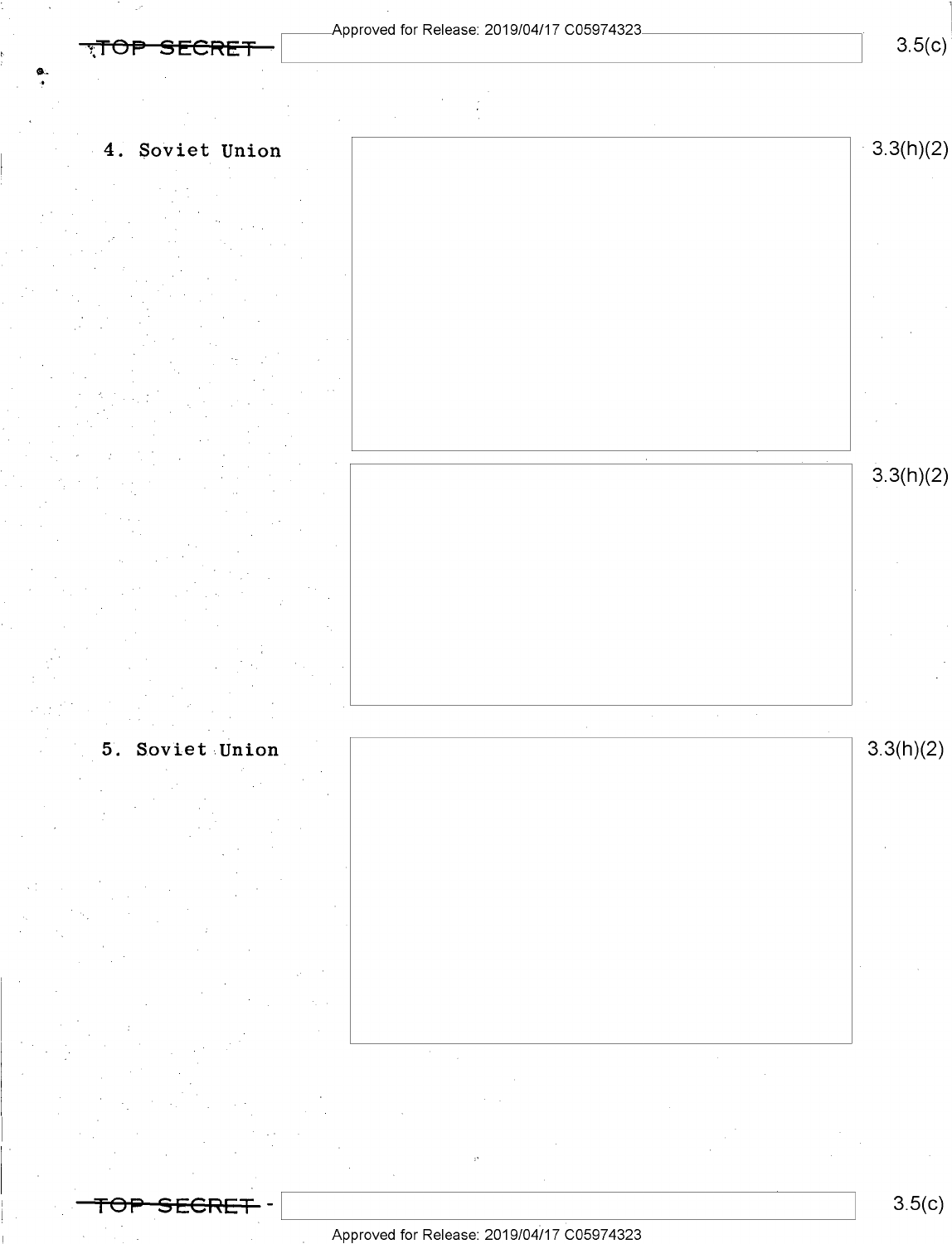4. Soviet Union

3.3(h)(2)

3.3(h)(2)

5. Soviet Union

3.3(h)(2)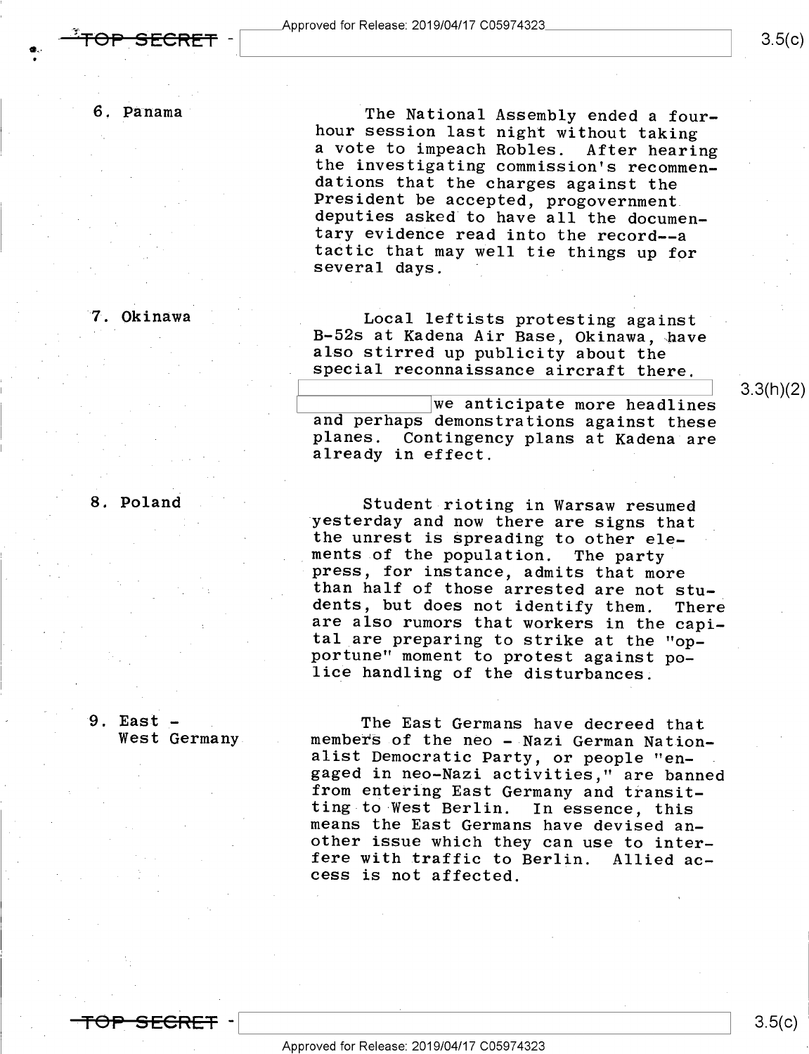6. Panama

The National Assembly ended a four-hour session last night without taking a vote to impeach Robles. After hearing the investigating commission's recommendations that the charges against the President be accepted, progovernment deputies asked to have all the documentary evidence read into the record--a tactic that may well tie things up for several days.

7. Okinawa

Local leftists protesting against B-52s at Kadena Air Base, Okinawa, have also stirred up publicity about the special reconnaissance aircraft there. [redacted] 3.3(h)(2) [redacted] we anticipate more headlines and perhaps demonstrations against these planes. Contingency plans at Kadena are already in effect.

8. Poland

Student rioting in Warsaw resumed yesterday and now there are signs that the unrest is spreading to other elements of the population. The party press, for instance, admits that more than half of those arrested are not students, but does not identify them. There are also rumors that workers in the capital are preparing to strike at the "opportune" moment to protest against police handling of the disturbances.

9. East - West Germany

The East Germans have decreed that members of the neo - Nazi German Nationalist Democratic Party, or people "engaged in neo-Nazi activities," are banned from entering East Germany and transiting to West Berlin. In essence, this means the East Germans have devised another issue which they can use to interfere with traffic to Berlin. Allied access is not affected.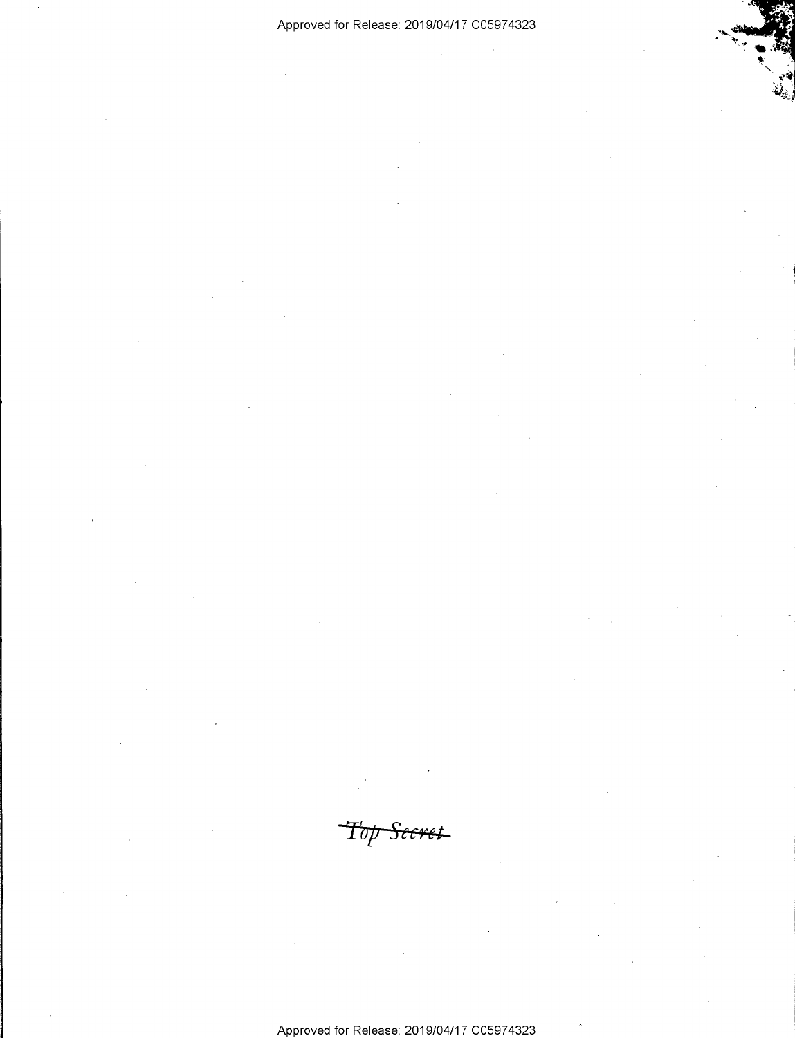~~Top Secret~~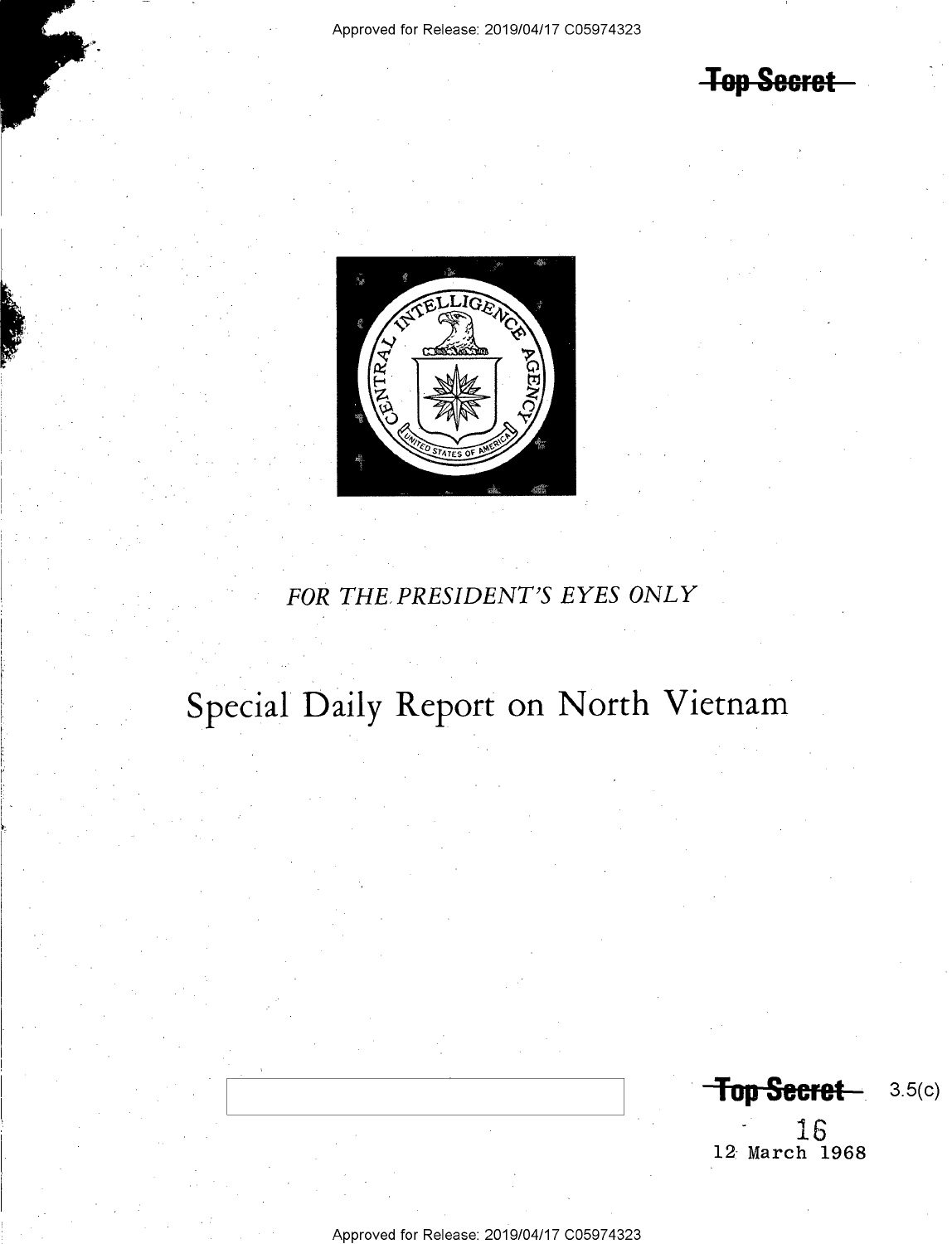~~Top Secret~~

*FOR THE PRESIDENT'S EYES ONLY*

# Special Daily Report on North Vietnam

~~Top Secret~~ 3.5(c)

16

12 March 1968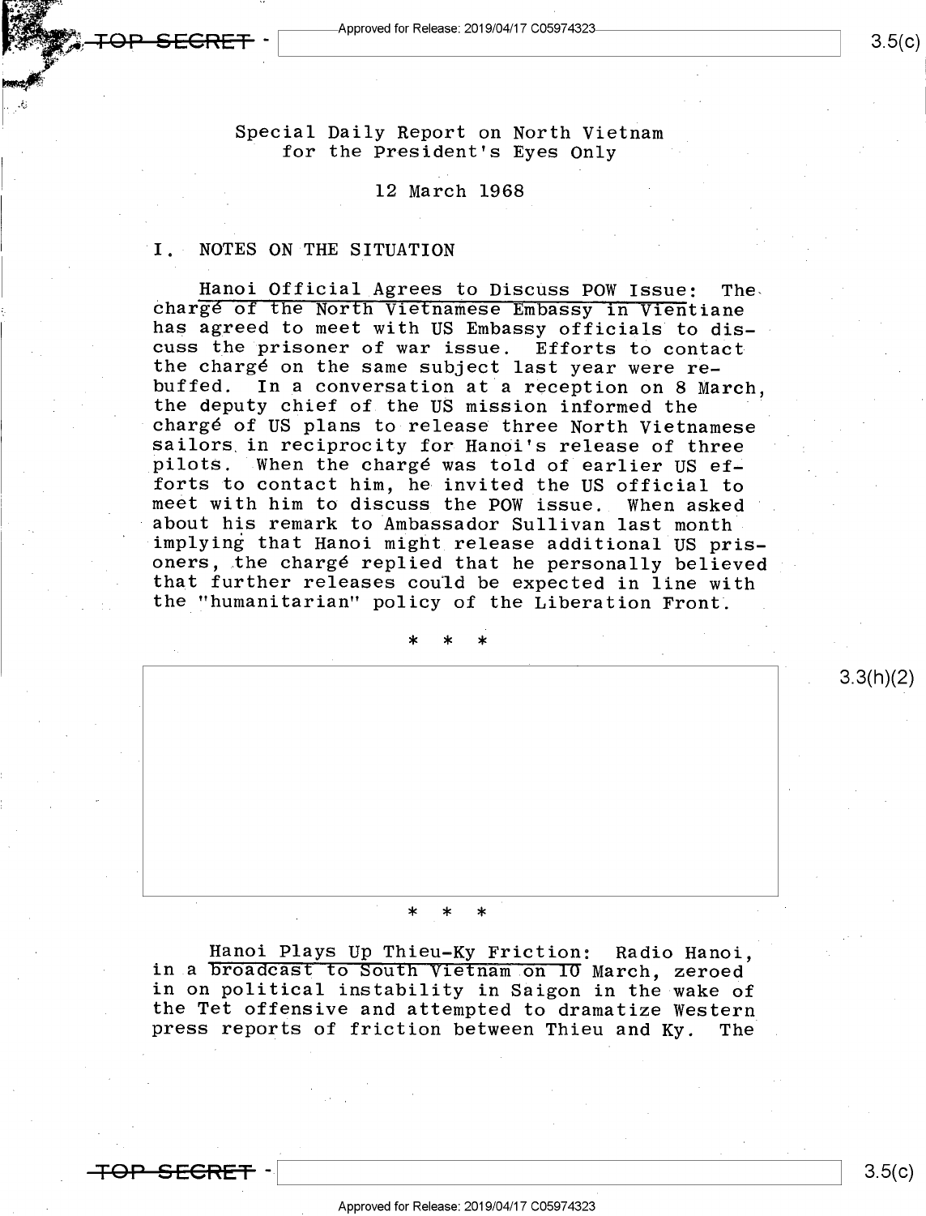Special Daily Report on North Vietnam
for the President's Eyes Only

12 March 1968

## I. NOTES ON THE SITUATION

Hanoi Official Agrees to Discuss POW Issue: The chargé of the North Vietnamese Embassy in Vientiane has agreed to meet with US Embassy officials to discuss the prisoner of war issue. Efforts to contact the chargé on the same subject last year were rebuffed. In a conversation at a reception on 8 March, the deputy chief of the US mission informed the chargé of US plans to release three North Vietnamese sailors in reciprocity for Hanoi's release of three pilots. When the chargé was told of earlier US efforts to contact him, he invited the US official to meet with him to discuss the POW issue. When asked about his remark to Ambassador Sullivan last month implying that Hanoi might release additional US prisoners, the chargé replied that he personally believed that further releases could be expected in line with the "humanitarian" policy of the Liberation Front.

\* \* \*

3.3(h)(2)

\* \* \*

Hanoi Plays Up Thieu-Ky Friction: Radio Hanoi, in a broadcast to South Vietnam on 10 March, zeroed in on political instability in Saigon in the wake of the Tet offensive and attempted to dramatize Western press reports of friction between Thieu and Ky. The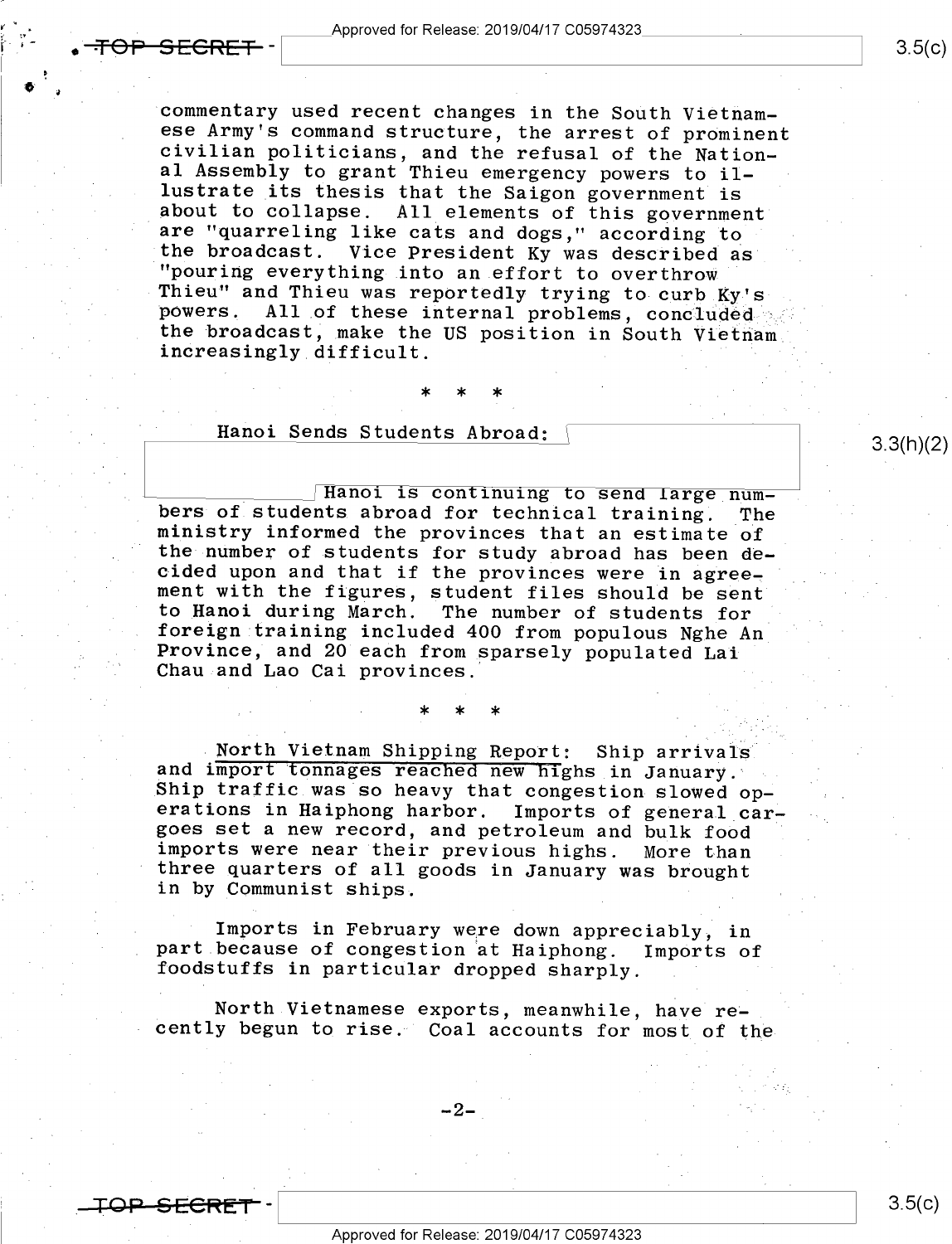commentary used recent changes in the South Vietnamese Army's command structure, the arrest of prominent civilian politicians, and the refusal of the National Assembly to grant Thieu emergency powers to illustrate its thesis that the Saigon government is about to collapse. All elements of this government are "quarreling like cats and dogs," according to the broadcast. Vice President Ky was described as "pouring everything into an effort to overthrow Thieu" and Thieu was reportedly trying to curb Ky's powers. All of these internal problems, concluded the broadcast, make the US position in South Vietnam increasingly difficult.

\* \* \*

Hanoi Sends Students Abroad: Hanoi is continuing to send large numbers of students abroad for technical training. The ministry informed the provinces that an estimate of the number of students for study abroad has been decided upon and that if the provinces were in agreement with the figures, student files should be sent to Hanoi during March. The number of students for foreign training included 400 from populous Nghe An Province, and 20 each from sparsely populated Lai Chau and Lao Cai provinces.

\* \* \*

North Vietnam Shipping Report: Ship arrivals and import tonnages reached new highs in January. Ship traffic was so heavy that congestion slowed operations in Haiphong harbor. Imports of general cargoes set a new record, and petroleum and bulk food imports were near their previous highs. More than three quarters of all goods in January was brought in by Communist ships.

Imports in February were down appreciably, in part because of congestion at Haiphong. Imports of foodstuffs in particular dropped sharply.

North Vietnamese exports, meanwhile, have recently begun to rise. Coal accounts for most of the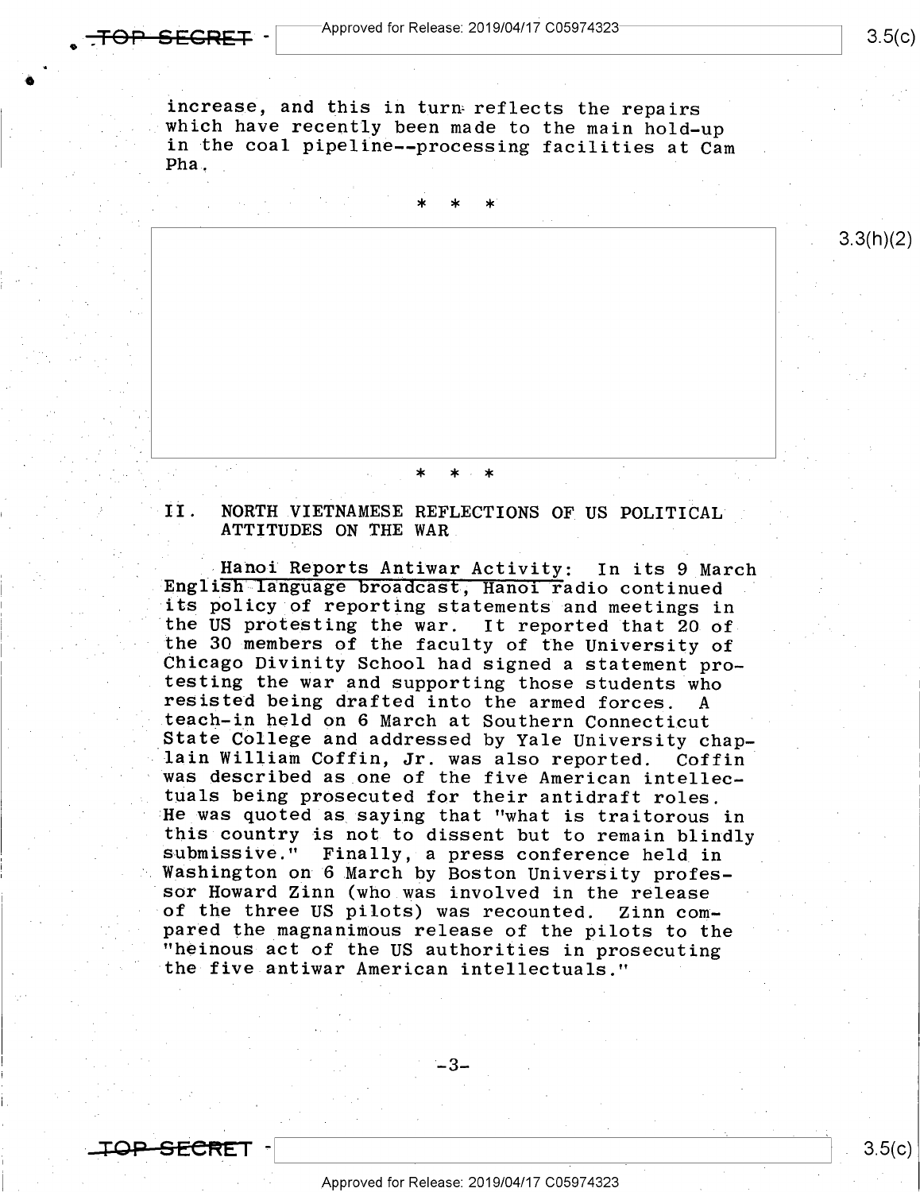increase, and this in turn reflects the repairs which have recently been made to the main hold-up in the coal pipeline--processing facilities at Cam Pha.

\* \* \*

\* \* \*

## II. NORTH VIETNAMESE REFLECTIONS OF US POLITICAL ATTITUDES ON THE WAR

Hanoi Reports Antiwar Activity: In its 9 March English language broadcast, Hanoi radio continued its policy of reporting statements and meetings in the US protesting the war. It reported that 20 of the 30 members of the faculty of the University of Chicago Divinity School had signed a statement protesting the war and supporting those students who resisted being drafted into the armed forces. A teach-in held on 6 March at Southern Connecticut State College and addressed by Yale University chaplain William Coffin, Jr. was also reported. Coffin was described as one of the five American intellectuals being prosecuted for their antidraft roles. He was quoted as saying that "what is traitorous in this country is not to dissent but to remain blindly submissive." Finally, a press conference held in Washington on 6 March by Boston University professor Howard Zinn (who was involved in the release of the three US pilots) was recounted. Zinn compared the magnanimous release of the pilots to the "heinous act of the US authorities in prosecuting the five antiwar American intellectuals."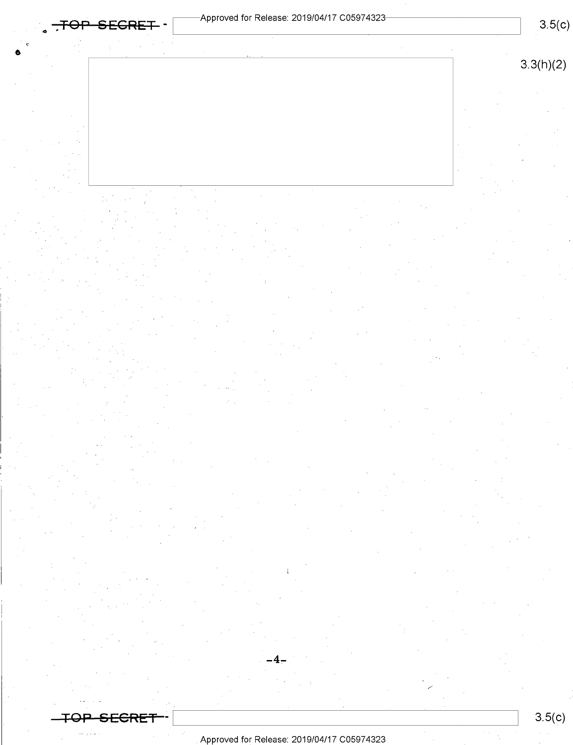3.3(h)(2)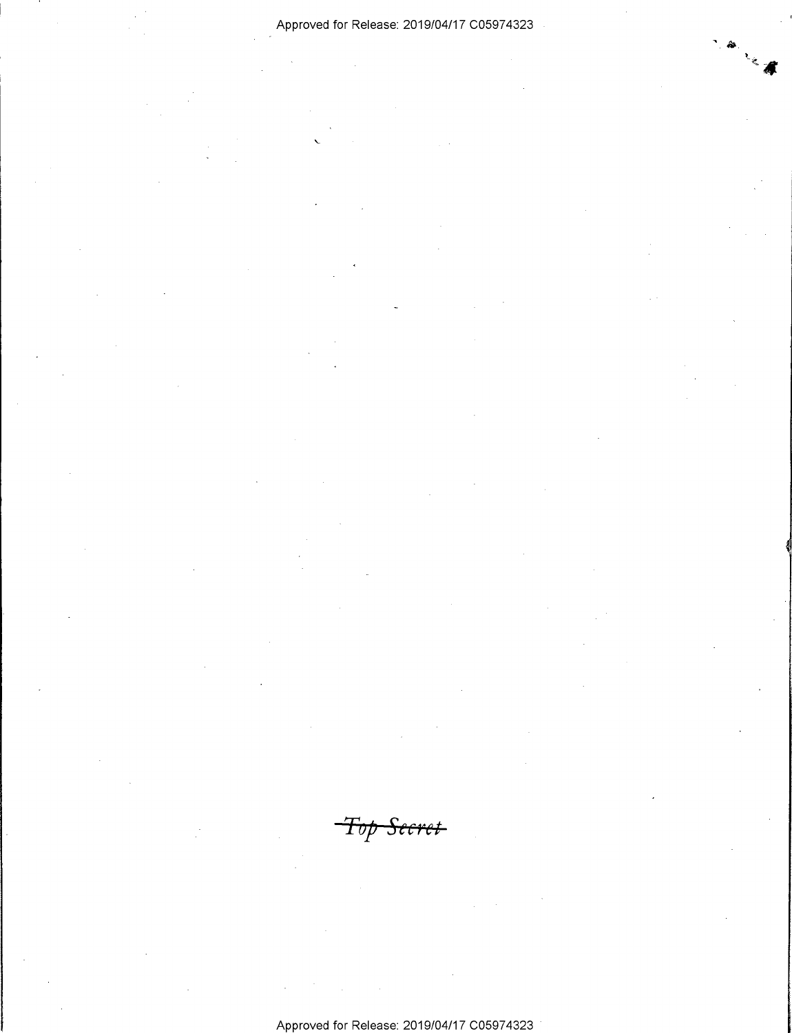~~Top Secret~~